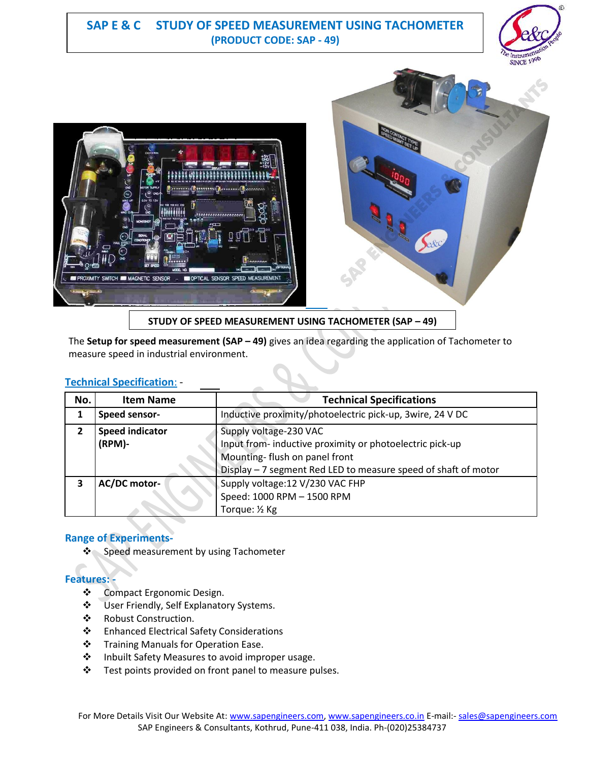# SAP E & C STUDY OF SPEED MEASUREMENT USING TACHOMETER
**(PRODUCT CODE: SAP - 49)**

**STUDY OF SPEED MEASUREMENT USING TACHOMETER (SAP – 49)**

The **Setup for speed measurement (SAP – 49)** gives an idea regarding the application of Tachometer to measure speed in industrial environment.

## Technical Specification: -

| No. | Item Name | Technical Specifications |
|---|---|---|
| 1 | **Speed sensor-** | Inductive proximity/photoelectric pick-up, 3wire, 24 V DC |
| 2 | **Speed indicator (RPM)-** | Supply voltage-230 VAC<br>Input from- inductive proximity or photoelectric pick-up<br>Mounting- flush on panel front<br>Display – 7 segment Red LED to measure speed of shaft of motor |
| 3 | **AC/DC motor-** | Supply voltage:12 V/230 VAC FHP<br>Speed: 1000 RPM – 1500 RPM<br>Torque: ½ Kg |

## Range of Experiments-

- Speed measurement by using Tachometer

## Features: -

- Compact Ergonomic Design.
- User Friendly, Self Explanatory Systems.
- Robust Construction.
- Enhanced Electrical Safety Considerations
- Training Manuals for Operation Ease.
- Inbuilt Safety Measures to avoid improper usage.
- Test points provided on front panel to measure pulses.

For More Details Visit Our Website At: www.sapengineers.com, www.sapengineers.co.in E-mail:- sales@sapengineers.com
SAP Engineers & Consultants, Kothrud, Pune-411 038, India. Ph-(020)25384737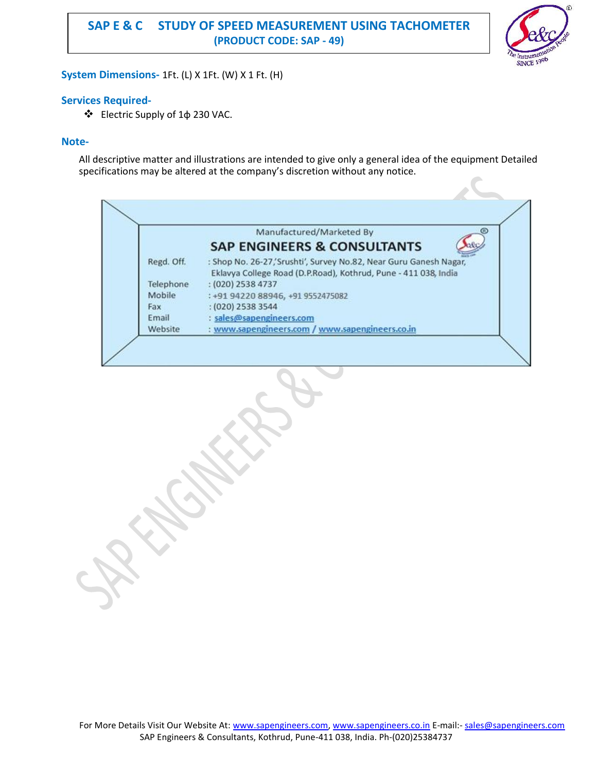**System Dimensions-** 1Ft. (L) X 1Ft. (W) X 1 Ft. (H)

**Services Required-**

- Electric Supply of 1ϕ 230 VAC.

**Note-**

All descriptive matter and illustrations are intended to give only a general idea of the equipment Detailed specifications may be altered at the company's discretion without any notice.

Manufactured/Marketed By

**SAP ENGINEERS & CONSULTANTS**

| | |
|---|---|
| Regd. Off. | : Shop No. 26-27,'Srushti', Survey No.82, Near Guru Ganesh Nagar, Eklavya College Road (D.P.Road), Kothrud, Pune - 411 038, India |
| Telephone | : (020) 2538 4737 |
| Mobile | : +91 94220 88946, +91 9552475082 |
| Fax | : (020) 2538 3544 |
| Email | : sales@sapengineers.com |
| Website | : www.sapengineers.com / www.sapengineers.co.in |